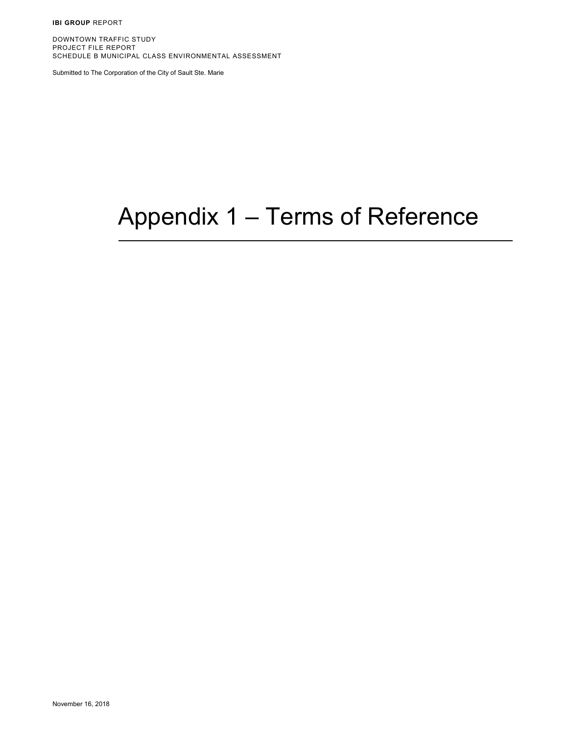**IBI GROUP** REPORT

DOWNTOWN TRAFFIC STUDY
PROJECT FILE REPORT
SCHEDULE B MUNICIPAL CLASS ENVIRONMENTAL ASSESSMENT

Submitted to The Corporation of the City of Sault Ste. Marie

# Appendix 1 – Terms of Reference

November 16, 2018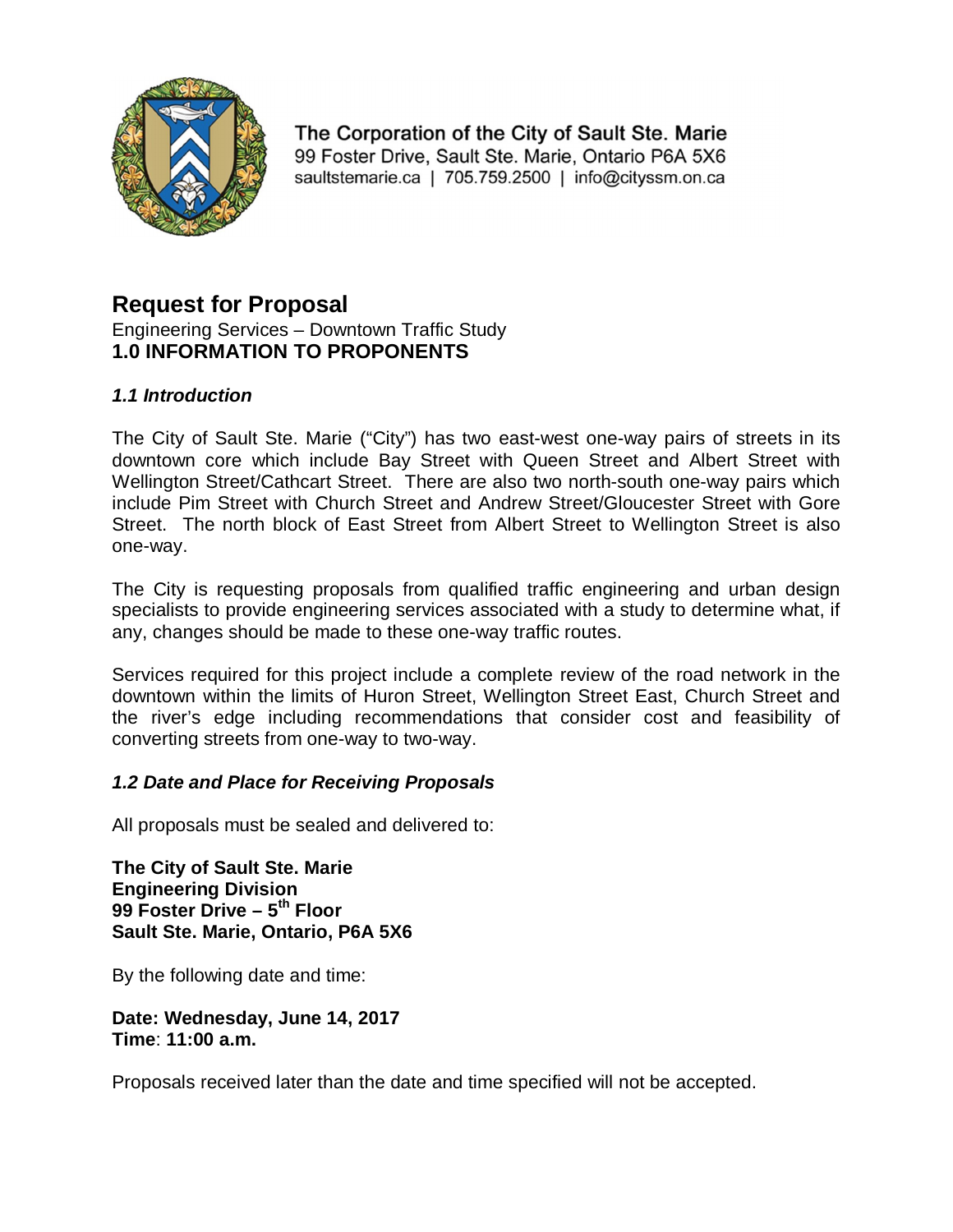The Corporation of the City of Sault Ste. Marie
99 Foster Drive, Sault Ste. Marie, Ontario P6A 5X6
saultstemarie.ca | 705.759.2500 | info@cityssm.on.ca

# Request for Proposal

Engineering Services – Downtown Traffic Study

## 1.0 INFORMATION TO PROPONENTS

### *1.1 Introduction*

The City of Sault Ste. Marie ("City") has two east-west one-way pairs of streets in its downtown core which include Bay Street with Queen Street and Albert Street with Wellington Street/Cathcart Street. There are also two north-south one-way pairs which include Pim Street with Church Street and Andrew Street/Gloucester Street with Gore Street. The north block of East Street from Albert Street to Wellington Street is also one-way.

The City is requesting proposals from qualified traffic engineering and urban design specialists to provide engineering services associated with a study to determine what, if any, changes should be made to these one-way traffic routes.

Services required for this project include a complete review of the road network in the downtown within the limits of Huron Street, Wellington Street East, Church Street and the river's edge including recommendations that consider cost and feasibility of converting streets from one-way to two-way.

### *1.2 Date and Place for Receiving Proposals*

All proposals must be sealed and delivered to:

**The City of Sault Ste. Marie**
**Engineering Division**
**99 Foster Drive – 5th Floor**
**Sault Ste. Marie, Ontario, P6A 5X6**

By the following date and time:

**Date: Wednesday, June 14, 2017**
**Time**: **11:00 a.m.**

Proposals received later than the date and time specified will not be accepted.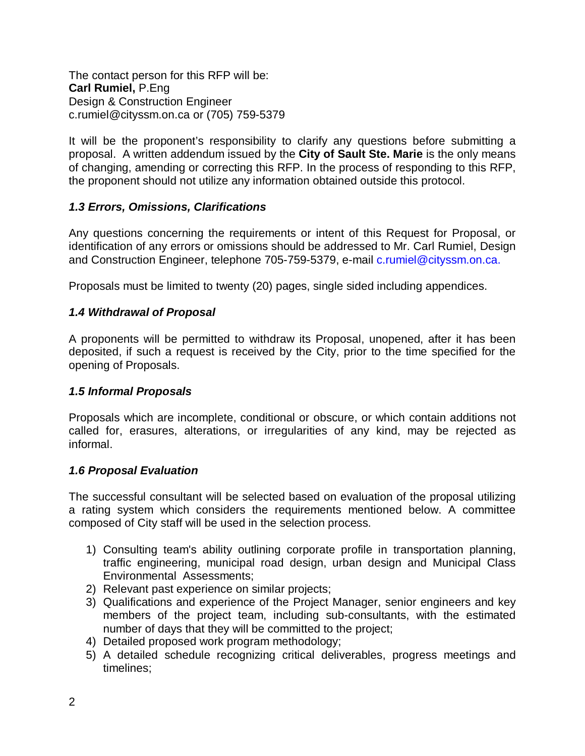The contact person for this RFP will be:
**Carl Rumiel,** P.Eng
Design & Construction Engineer
c.rumiel@cityssm.on.ca or (705) 759-5379

It will be the proponent's responsibility to clarify any questions before submitting a proposal. A written addendum issued by the **City of Sault Ste. Marie** is the only means of changing, amending or correcting this RFP. In the process of responding to this RFP, the proponent should not utilize any information obtained outside this protocol.

### *1.3 Errors, Omissions, Clarifications*

Any questions concerning the requirements or intent of this Request for Proposal, or identification of any errors or omissions should be addressed to Mr. Carl Rumiel, Design and Construction Engineer, telephone 705-759-5379, e-mail c.rumiel@cityssm.on.ca.

Proposals must be limited to twenty (20) pages, single sided including appendices.

### *1.4 Withdrawal of Proposal*

A proponents will be permitted to withdraw its Proposal, unopened, after it has been deposited, if such a request is received by the City, prior to the time specified for the opening of Proposals.

### *1.5 Informal Proposals*

Proposals which are incomplete, conditional or obscure, or which contain additions not called for, erasures, alterations, or irregularities of any kind, may be rejected as informal.

### *1.6 Proposal Evaluation*

The successful consultant will be selected based on evaluation of the proposal utilizing a rating system which considers the requirements mentioned below. A committee composed of City staff will be used in the selection process.

1) Consulting team's ability outlining corporate profile in transportation planning, traffic engineering, municipal road design, urban design and Municipal Class Environmental Assessments;
2) Relevant past experience on similar projects;
3) Qualifications and experience of the Project Manager, senior engineers and key members of the project team, including sub-consultants, with the estimated number of days that they will be committed to the project;
4) Detailed proposed work program methodology;
5) A detailed schedule recognizing critical deliverables, progress meetings and timelines;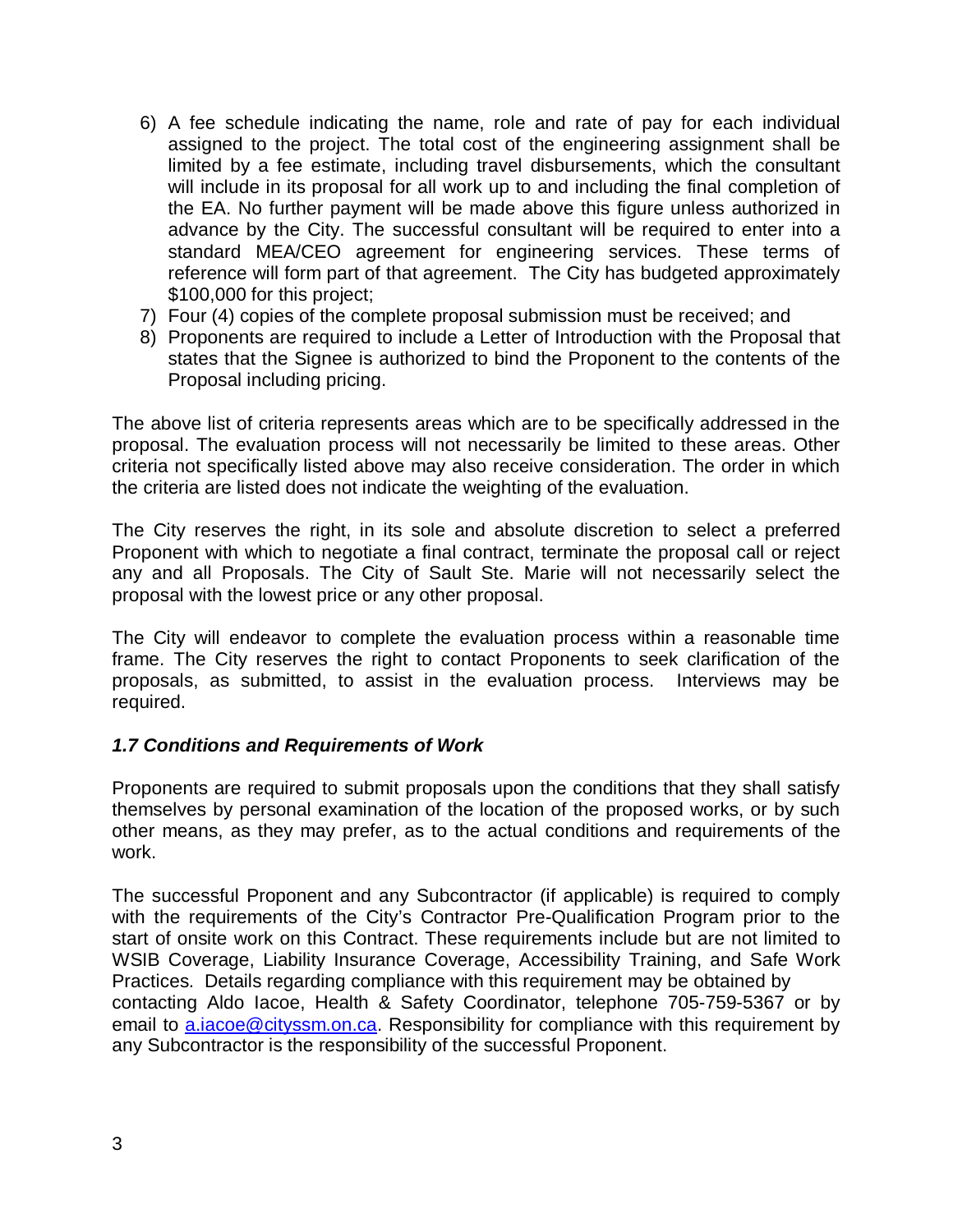6) A fee schedule indicating the name, role and rate of pay for each individual assigned to the project. The total cost of the engineering assignment shall be limited by a fee estimate, including travel disbursements, which the consultant will include in its proposal for all work up to and including the final completion of the EA. No further payment will be made above this figure unless authorized in advance by the City. The successful consultant will be required to enter into a standard MEA/CEO agreement for engineering services. These terms of reference will form part of that agreement. The City has budgeted approximately $100,000 for this project;
7) Four (4) copies of the complete proposal submission must be received; and
8) Proponents are required to include a Letter of Introduction with the Proposal that states that the Signee is authorized to bind the Proponent to the contents of the Proposal including pricing.

The above list of criteria represents areas which are to be specifically addressed in the proposal. The evaluation process will not necessarily be limited to these areas. Other criteria not specifically listed above may also receive consideration. The order in which the criteria are listed does not indicate the weighting of the evaluation.

The City reserves the right, in its sole and absolute discretion to select a preferred Proponent with which to negotiate a final contract, terminate the proposal call or reject any and all Proposals. The City of Sault Ste. Marie will not necessarily select the proposal with the lowest price or any other proposal.

The City will endeavor to complete the evaluation process within a reasonable time frame. The City reserves the right to contact Proponents to seek clarification of the proposals, as submitted, to assist in the evaluation process. Interviews may be required.

### *1.7 Conditions and Requirements of Work*

Proponents are required to submit proposals upon the conditions that they shall satisfy themselves by personal examination of the location of the proposed works, or by such other means, as they may prefer, as to the actual conditions and requirements of the work.

The successful Proponent and any Subcontractor (if applicable) is required to comply with the requirements of the City's Contractor Pre-Qualification Program prior to the start of onsite work on this Contract. These requirements include but are not limited to WSIB Coverage, Liability Insurance Coverage, Accessibility Training, and Safe Work Practices. Details regarding compliance with this requirement may be obtained by contacting Aldo Iacoe, Health & Safety Coordinator, telephone 705-759-5367 or by email to a.iacoe@cityssm.on.ca. Responsibility for compliance with this requirement by any Subcontractor is the responsibility of the successful Proponent.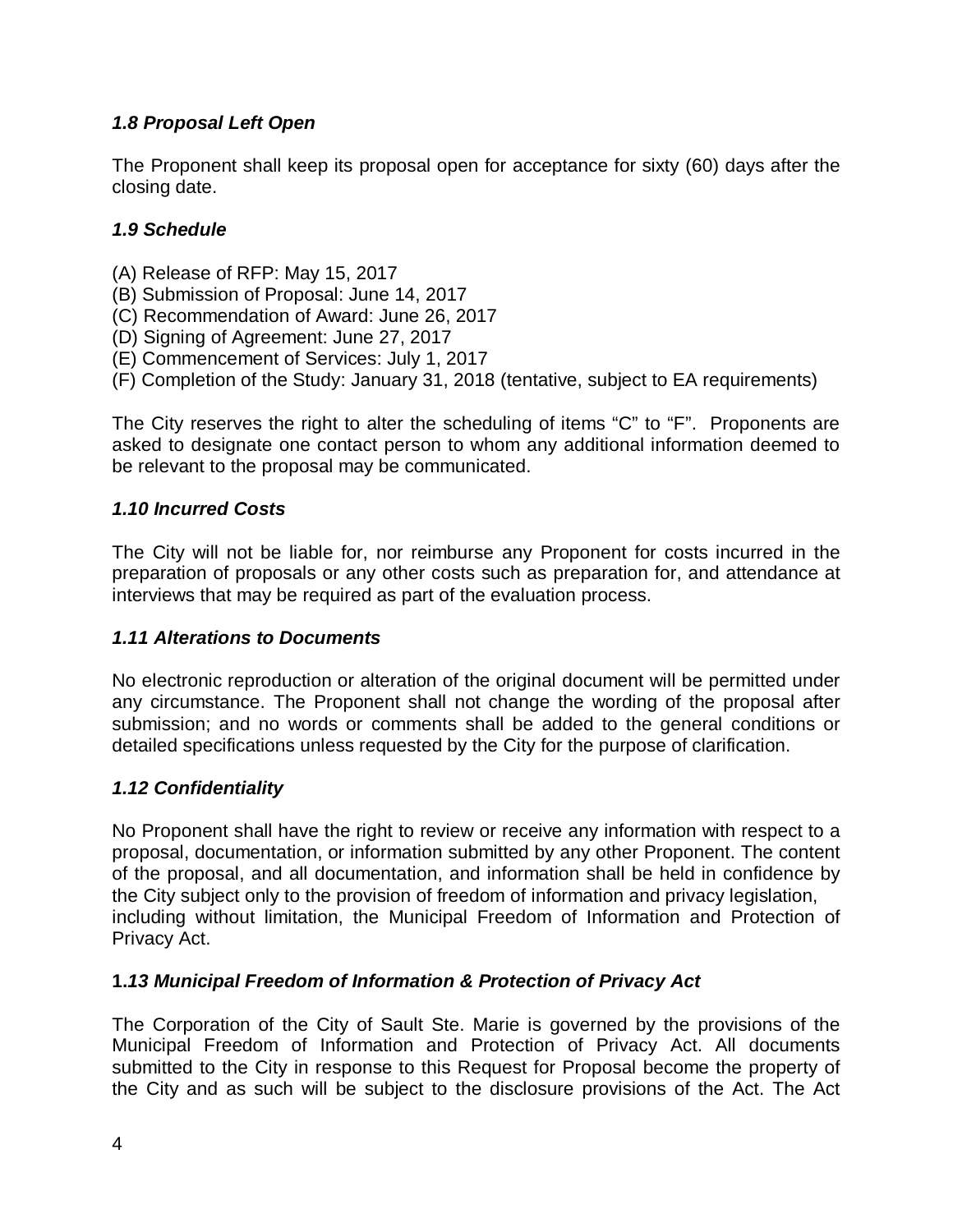### *1.8 Proposal Left Open*

The Proponent shall keep its proposal open for acceptance for sixty (60) days after the closing date.

### *1.9 Schedule*

(A) Release of RFP: May 15, 2017
(B) Submission of Proposal: June 14, 2017
(C) Recommendation of Award: June 26, 2017
(D) Signing of Agreement: June 27, 2017
(E) Commencement of Services: July 1, 2017
(F) Completion of the Study: January 31, 2018 (tentative, subject to EA requirements)

The City reserves the right to alter the scheduling of items "C" to "F". Proponents are asked to designate one contact person to whom any additional information deemed to be relevant to the proposal may be communicated.

### *1.10 Incurred Costs*

The City will not be liable for, nor reimburse any Proponent for costs incurred in the preparation of proposals or any other costs such as preparation for, and attendance at interviews that may be required as part of the evaluation process.

### *1.11 Alterations to Documents*

No electronic reproduction or alteration of the original document will be permitted under any circumstance. The Proponent shall not change the wording of the proposal after submission; and no words or comments shall be added to the general conditions or detailed specifications unless requested by the City for the purpose of clarification.

### *1.12 Confidentiality*

No Proponent shall have the right to review or receive any information with respect to a proposal, documentation, or information submitted by any other Proponent. The content of the proposal, and all documentation, and information shall be held in confidence by the City subject only to the provision of freedom of information and privacy legislation, including without limitation, the Municipal Freedom of Information and Protection of Privacy Act.

### **1.*13 Municipal Freedom of Information & Protection of Privacy Act***

The Corporation of the City of Sault Ste. Marie is governed by the provisions of the Municipal Freedom of Information and Protection of Privacy Act. All documents submitted to the City in response to this Request for Proposal become the property of the City and as such will be subject to the disclosure provisions of the Act. The Act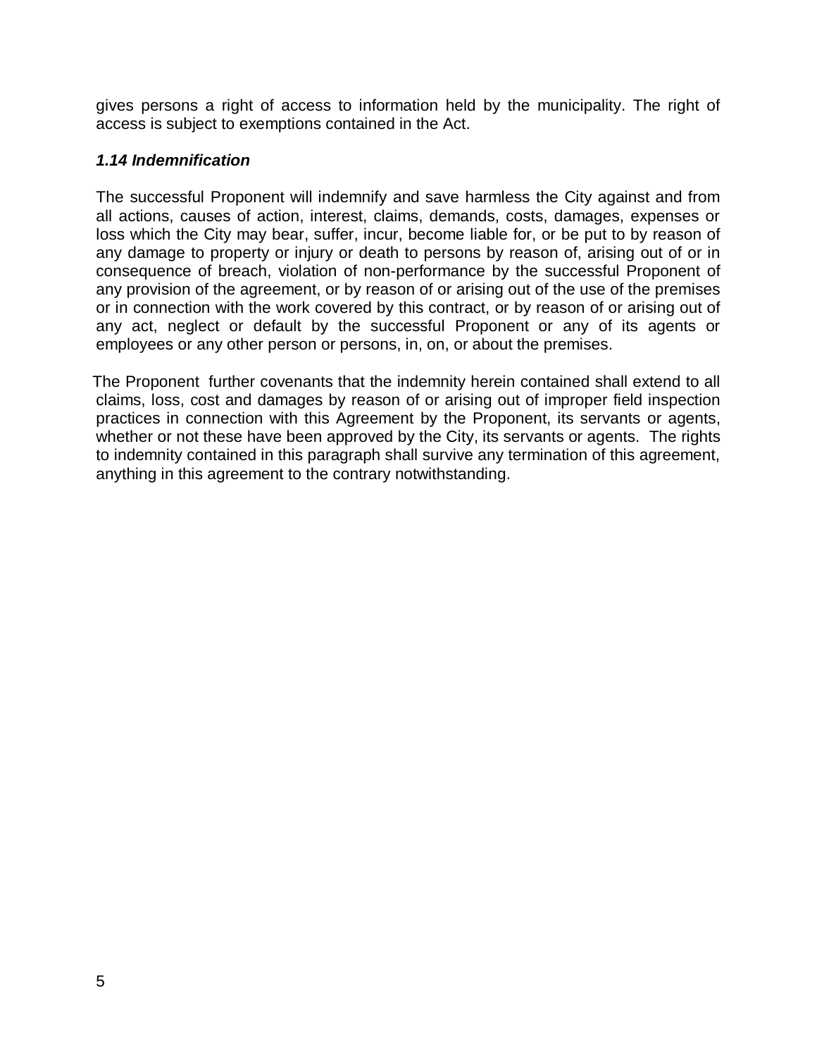gives persons a right of access to information held by the municipality. The right of access is subject to exemptions contained in the Act.

### *1.14 Indemnification*

The successful Proponent will indemnify and save harmless the City against and from all actions, causes of action, interest, claims, demands, costs, damages, expenses or loss which the City may bear, suffer, incur, become liable for, or be put to by reason of any damage to property or injury or death to persons by reason of, arising out of or in consequence of breach, violation of non-performance by the successful Proponent of any provision of the agreement, or by reason of or arising out of the use of the premises or in connection with the work covered by this contract, or by reason of or arising out of any act, neglect or default by the successful Proponent or any of its agents or employees or any other person or persons, in, on, or about the premises.

The Proponent further covenants that the indemnity herein contained shall extend to all claims, loss, cost and damages by reason of or arising out of improper field inspection practices in connection with this Agreement by the Proponent, its servants or agents, whether or not these have been approved by the City, its servants or agents. The rights to indemnity contained in this paragraph shall survive any termination of this agreement, anything in this agreement to the contrary notwithstanding.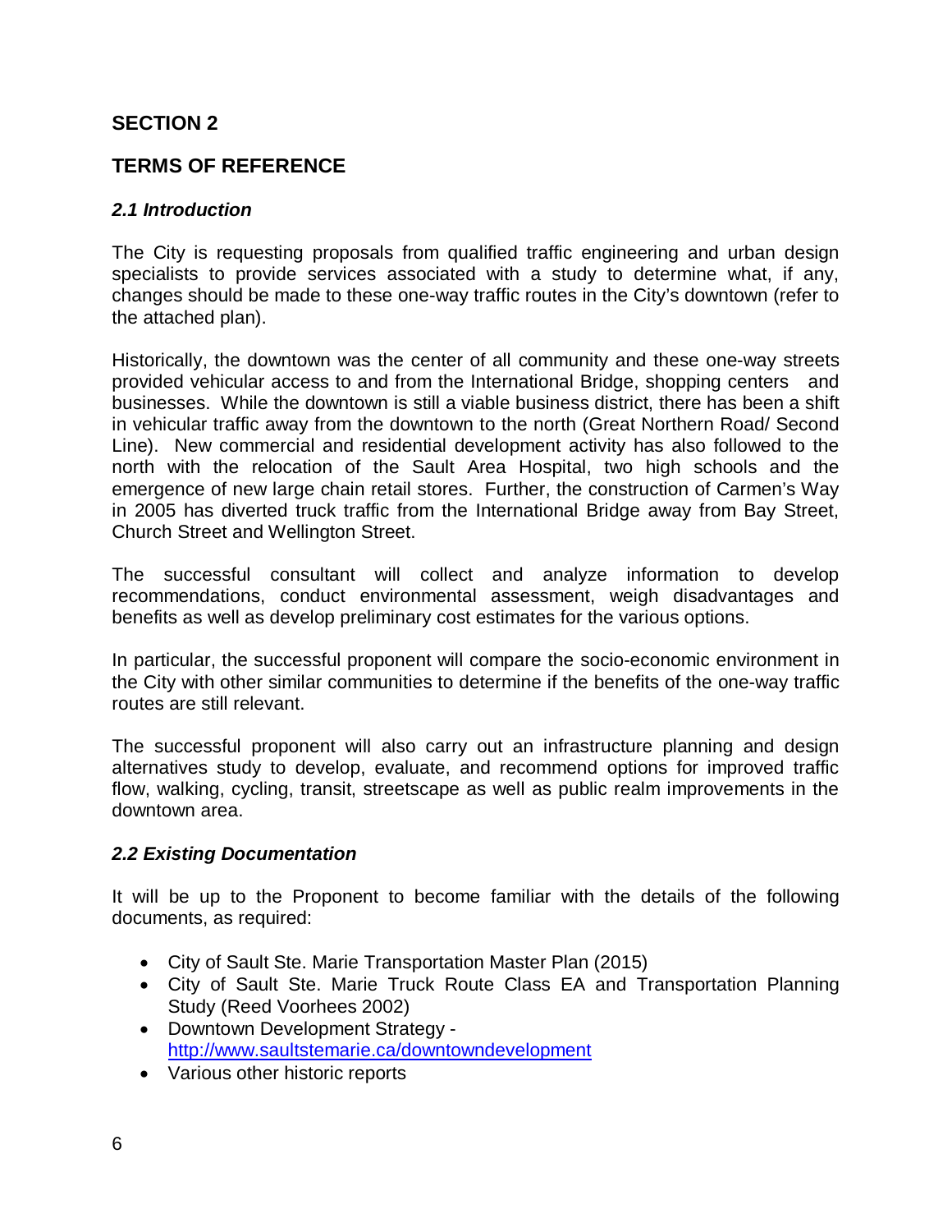## SECTION 2

## TERMS OF REFERENCE

### *2.1 Introduction*

The City is requesting proposals from qualified traffic engineering and urban design specialists to provide services associated with a study to determine what, if any, changes should be made to these one-way traffic routes in the City's downtown (refer to the attached plan).

Historically, the downtown was the center of all community and these one-way streets provided vehicular access to and from the International Bridge, shopping centers and businesses. While the downtown is still a viable business district, there has been a shift in vehicular traffic away from the downtown to the north (Great Northern Road/ Second Line). New commercial and residential development activity has also followed to the north with the relocation of the Sault Area Hospital, two high schools and the emergence of new large chain retail stores. Further, the construction of Carmen's Way in 2005 has diverted truck traffic from the International Bridge away from Bay Street, Church Street and Wellington Street.

The successful consultant will collect and analyze information to develop recommendations, conduct environmental assessment, weigh disadvantages and benefits as well as develop preliminary cost estimates for the various options.

In particular, the successful proponent will compare the socio-economic environment in the City with other similar communities to determine if the benefits of the one-way traffic routes are still relevant.

The successful proponent will also carry out an infrastructure planning and design alternatives study to develop, evaluate, and recommend options for improved traffic flow, walking, cycling, transit, streetscape as well as public realm improvements in the downtown area.

### *2.2 Existing Documentation*

It will be up to the Proponent to become familiar with the details of the following documents, as required:

- City of Sault Ste. Marie Transportation Master Plan (2015)
- City of Sault Ste. Marie Truck Route Class EA and Transportation Planning Study (Reed Voorhees 2002)
- Downtown Development Strategy - [http://www.saultstemarie.ca/downtowndevelopment](http://www.saultstemarie.ca/downtowndevelopment)
- Various other historic reports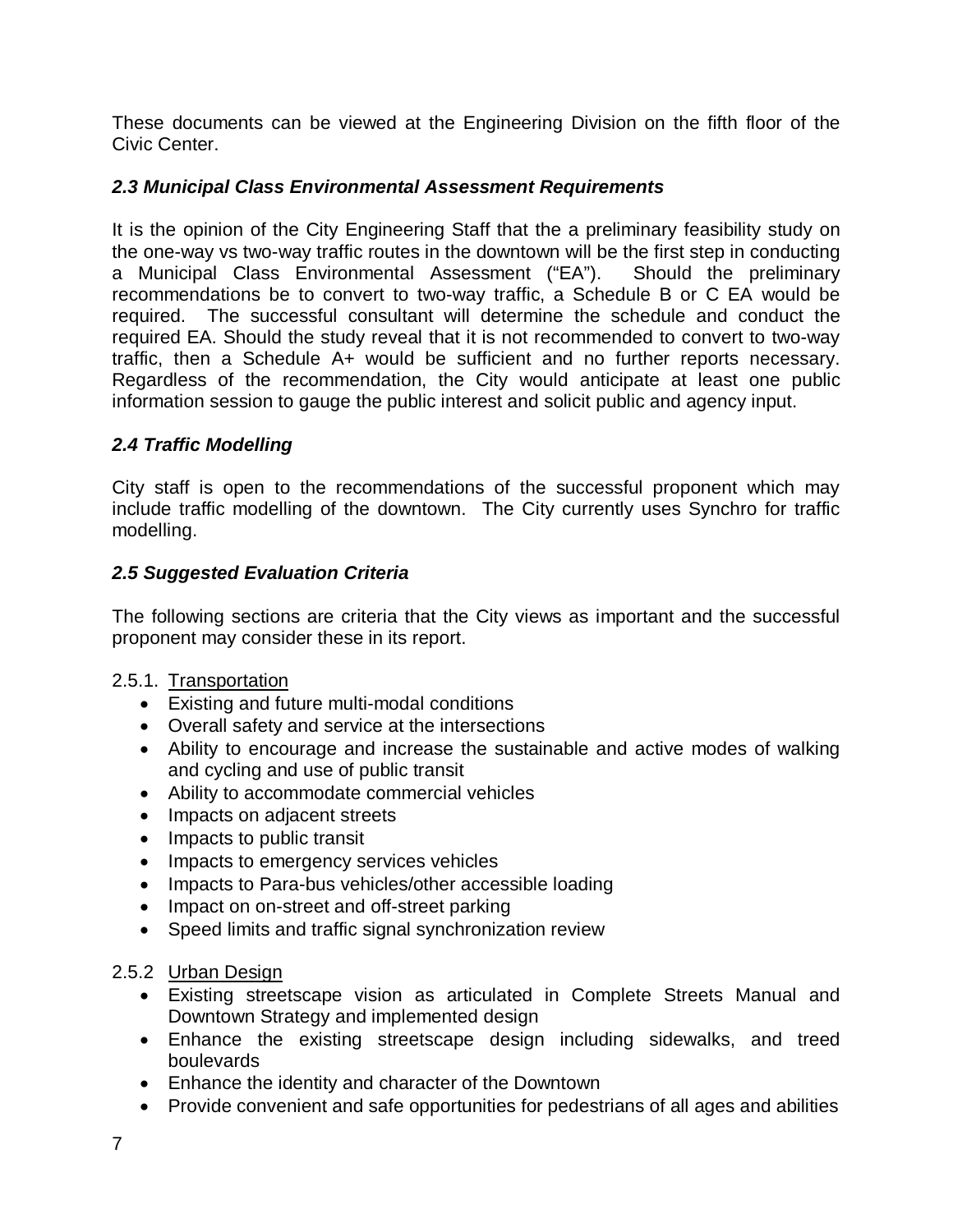These documents can be viewed at the Engineering Division on the fifth floor of the Civic Center.

### *2.3 Municipal Class Environmental Assessment Requirements*

It is the opinion of the City Engineering Staff that the a preliminary feasibility study on the one-way vs two-way traffic routes in the downtown will be the first step in conducting a Municipal Class Environmental Assessment ("EA"). Should the preliminary recommendations be to convert to two-way traffic, a Schedule B or C EA would be required. The successful consultant will determine the schedule and conduct the required EA. Should the study reveal that it is not recommended to convert to two-way traffic, then a Schedule A+ would be sufficient and no further reports necessary. Regardless of the recommendation, the City would anticipate at least one public information session to gauge the public interest and solicit public and agency input.

### *2.4 Traffic Modelling*

City staff is open to the recommendations of the successful proponent which may include traffic modelling of the downtown. The City currently uses Synchro for traffic modelling.

### *2.5 Suggested Evaluation Criteria*

The following sections are criteria that the City views as important and the successful proponent may consider these in its report.

2.5.1. Transportation

- Existing and future multi-modal conditions
- Overall safety and service at the intersections
- Ability to encourage and increase the sustainable and active modes of walking and cycling and use of public transit
- Ability to accommodate commercial vehicles
- Impacts on adjacent streets
- Impacts to public transit
- Impacts to emergency services vehicles
- Impacts to Para-bus vehicles/other accessible loading
- Impact on on-street and off-street parking
- Speed limits and traffic signal synchronization review

2.5.2 Urban Design

- Existing streetscape vision as articulated in Complete Streets Manual and Downtown Strategy and implemented design
- Enhance the existing streetscape design including sidewalks, and treed boulevards
- Enhance the identity and character of the Downtown
- Provide convenient and safe opportunities for pedestrians of all ages and abilities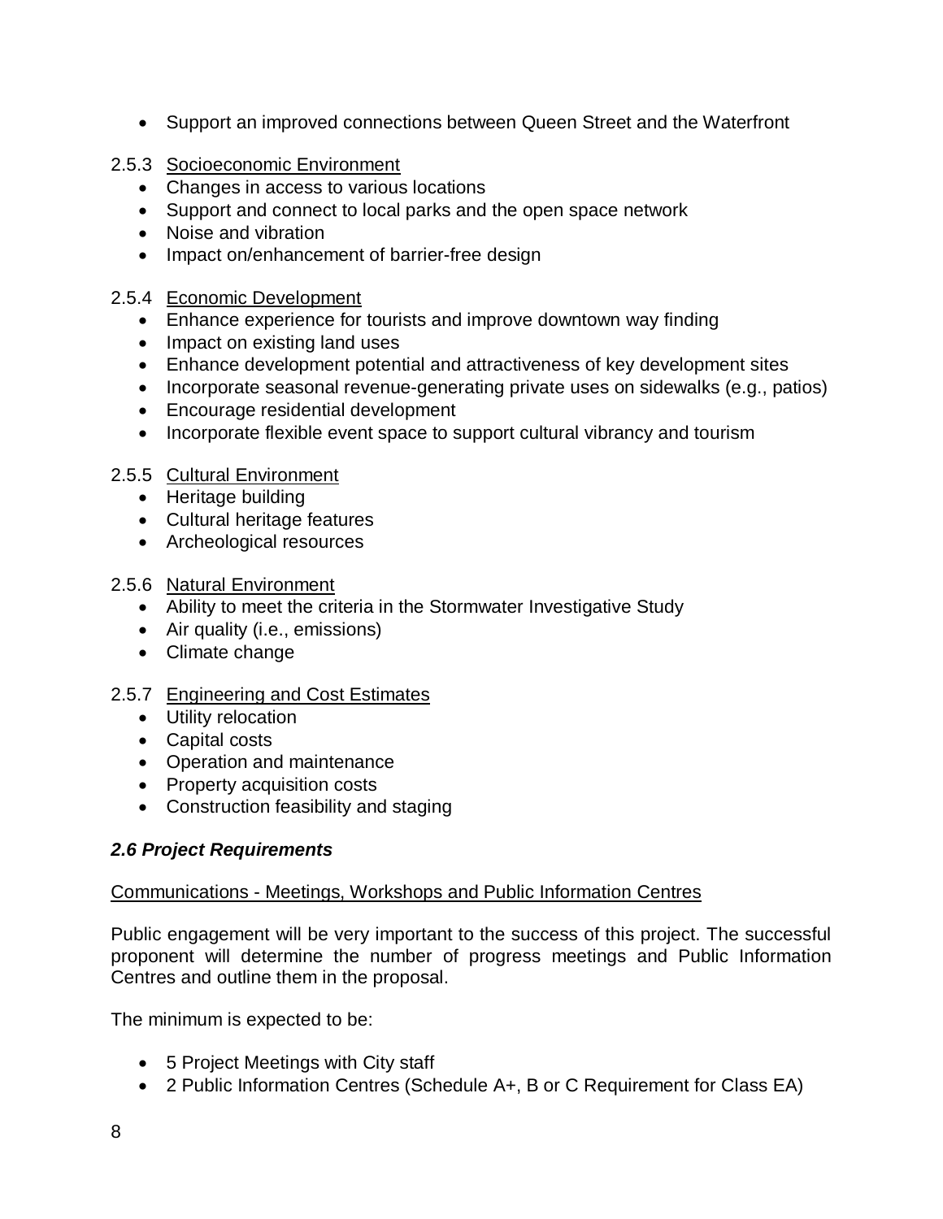- Support an improved connections between Queen Street and the Waterfront

2.5.3 Socioeconomic Environment

- Changes in access to various locations
- Support and connect to local parks and the open space network
- Noise and vibration
- Impact on/enhancement of barrier-free design

2.5.4 Economic Development

- Enhance experience for tourists and improve downtown way finding
- Impact on existing land uses
- Enhance development potential and attractiveness of key development sites
- Incorporate seasonal revenue-generating private uses on sidewalks (e.g., patios)
- Encourage residential development
- Incorporate flexible event space to support cultural vibrancy and tourism

2.5.5 Cultural Environment

- Heritage building
- Cultural heritage features
- Archeological resources

2.5.6 Natural Environment

- Ability to meet the criteria in the Stormwater Investigative Study
- Air quality (i.e., emissions)
- Climate change

2.5.7 Engineering and Cost Estimates

- Utility relocation
- Capital costs
- Operation and maintenance
- Property acquisition costs
- Construction feasibility and staging

### *2.6 Project Requirements*

Communications - Meetings, Workshops and Public Information Centres

Public engagement will be very important to the success of this project. The successful proponent will determine the number of progress meetings and Public Information Centres and outline them in the proposal.

The minimum is expected to be:

- 5 Project Meetings with City staff
- 2 Public Information Centres (Schedule A+, B or C Requirement for Class EA)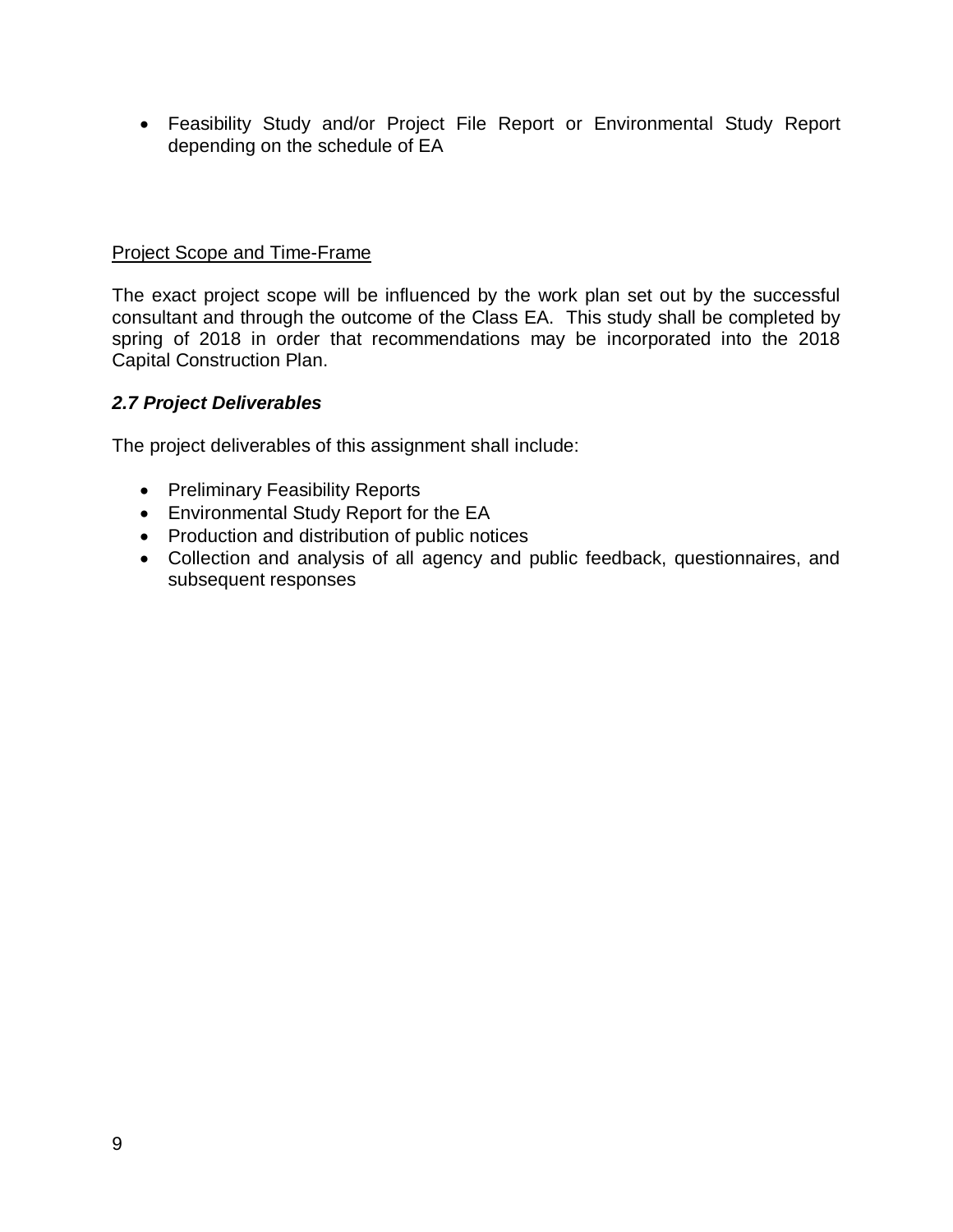- Feasibility Study and/or Project File Report or Environmental Study Report depending on the schedule of EA

Project Scope and Time-Frame

The exact project scope will be influenced by the work plan set out by the successful consultant and through the outcome of the Class EA. This study shall be completed by spring of 2018 in order that recommendations may be incorporated into the 2018 Capital Construction Plan.

### *2.7 Project Deliverables*

The project deliverables of this assignment shall include:

- Preliminary Feasibility Reports
- Environmental Study Report for the EA
- Production and distribution of public notices
- Collection and analysis of all agency and public feedback, questionnaires, and subsequent responses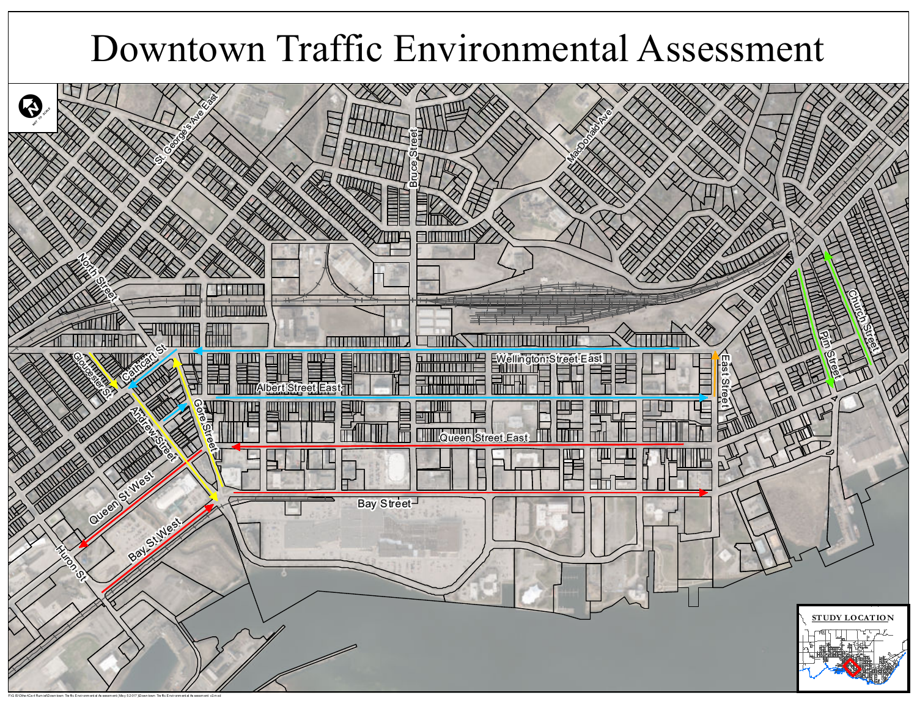# Downtown Traffic Environmental Assessment

NOT TO SCALE

St. George's Ave East

Bruce Street

MacDonald Ave

North Street

Cathcart St

Gloucester St

Wellington Street East

Albert Street East

East Street

Pim Street

Church Street

Andrew Street

Gore Street

Queen Street East

Queen St West

Bay Street

Bay St West

Huron St

STUDY LOCATION

FIG IS\Other\Carl Rumiel\Downtown Traffic Environmental Assessment (May 5 2017)\Downtown Traffic Environmental Assessment v2.mxd